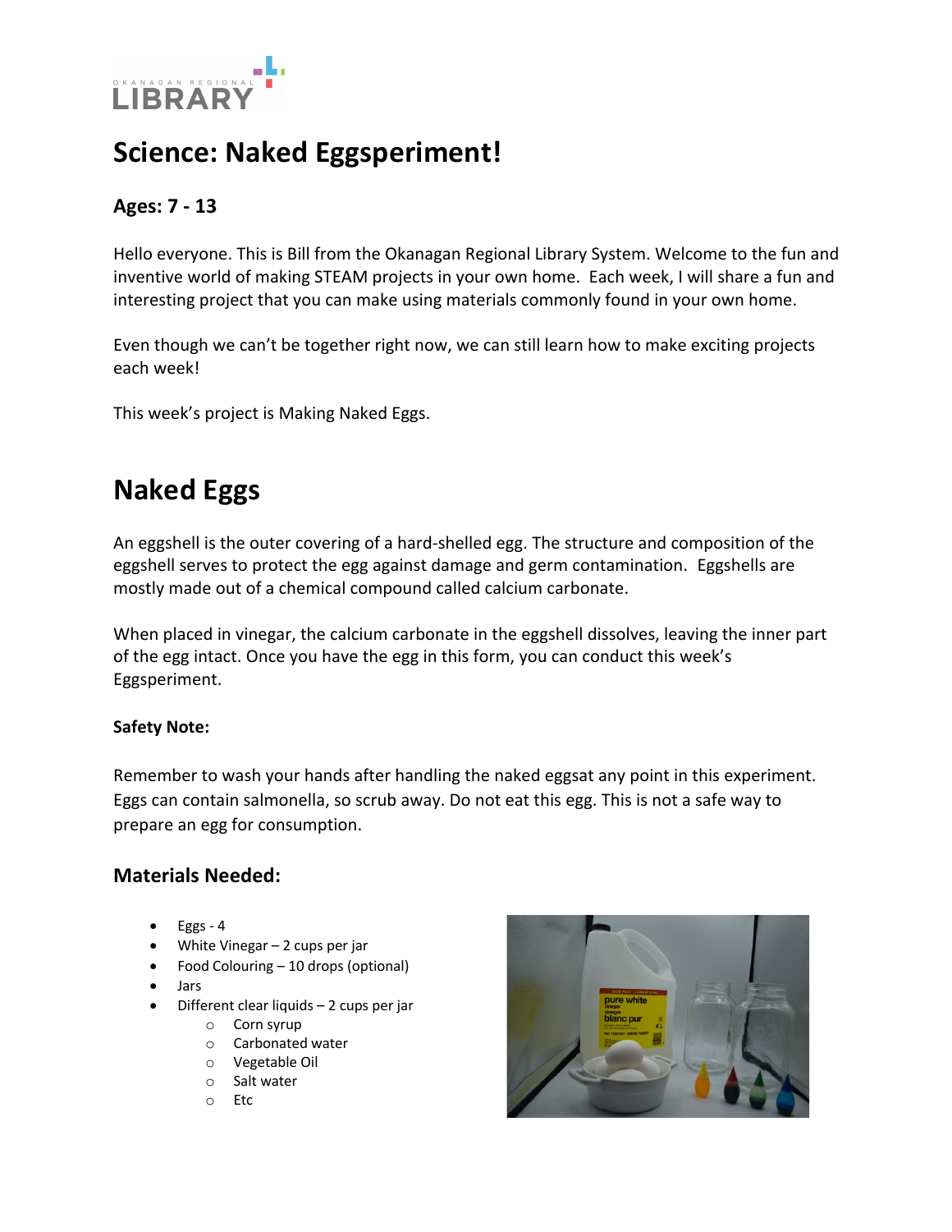# Science: Naked Eggsperiment!

### Ages: 7 - 13

Hello everyone. This is Bill from the Okanagan Regional Library System. Welcome to the fun and inventive world of making STEAM projects in your own home. Each week, I will share a fun and interesting project that you can make using materials commonly found in your own home.

Even though we can't be together right now, we can still learn how to make exciting projects each week!

This week's project is Making Naked Eggs.

## Naked Eggs

An eggshell is the outer covering of a hard-shelled egg. The structure and composition of the eggshell serves to protect the egg against damage and germ contamination. Eggshells are mostly made out of a chemical compound called calcium carbonate.

When placed in vinegar, the calcium carbonate in the eggshell dissolves, leaving the inner part of the egg intact. Once you have the egg in this form, you can conduct this week's Eggsperiment.

**Safety Note:**

Remember to wash your hands after handling the naked eggsat any point in this experiment. Eggs can contain salmonella, so scrub away. Do not eat this egg. This is not a safe way to prepare an egg for consumption.

### Materials Needed:

- Eggs - 4
- White Vinegar – 2 cups per jar
- Food Colouring – 10 drops (optional)
- Jars
- Different clear liquids – 2 cups per jar
    - Corn syrup
    - Carbonated water
    - Vegetable Oil
    - Salt water
    - Etc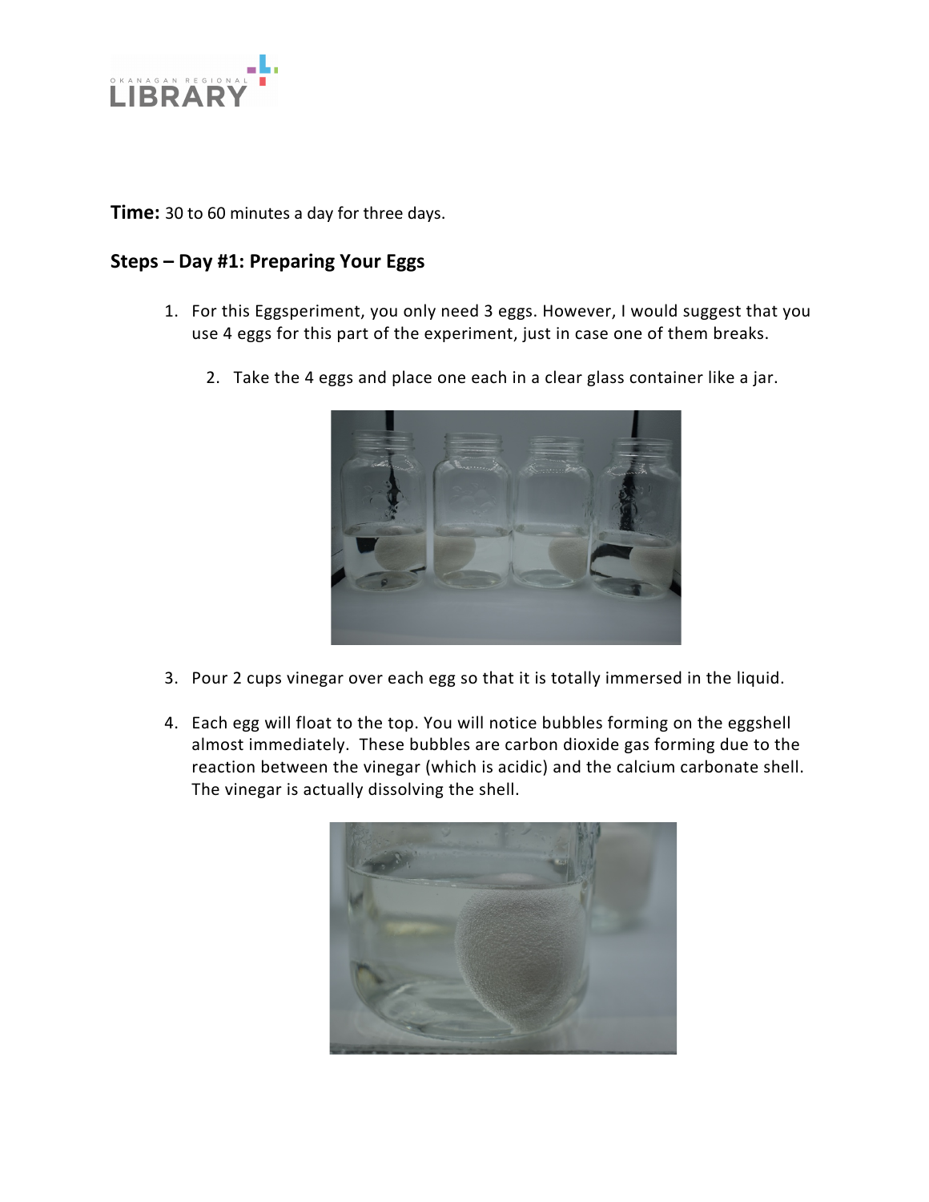**Time:** 30 to 60 minutes a day for three days.

## Steps – Day #1: Preparing Your Eggs

1. For this Eggsperiment, you only need 3 eggs. However, I would suggest that you use 4 eggs for this part of the experiment, just in case one of them breaks.
2. Take the 4 eggs and place one each in a clear glass container like a jar.
3. Pour 2 cups vinegar over each egg so that it is totally immersed in the liquid.
4. Each egg will float to the top. You will notice bubbles forming on the eggshell almost immediately. These bubbles are carbon dioxide gas forming due to the reaction between the vinegar (which is acidic) and the calcium carbonate shell. The vinegar is actually dissolving the shell.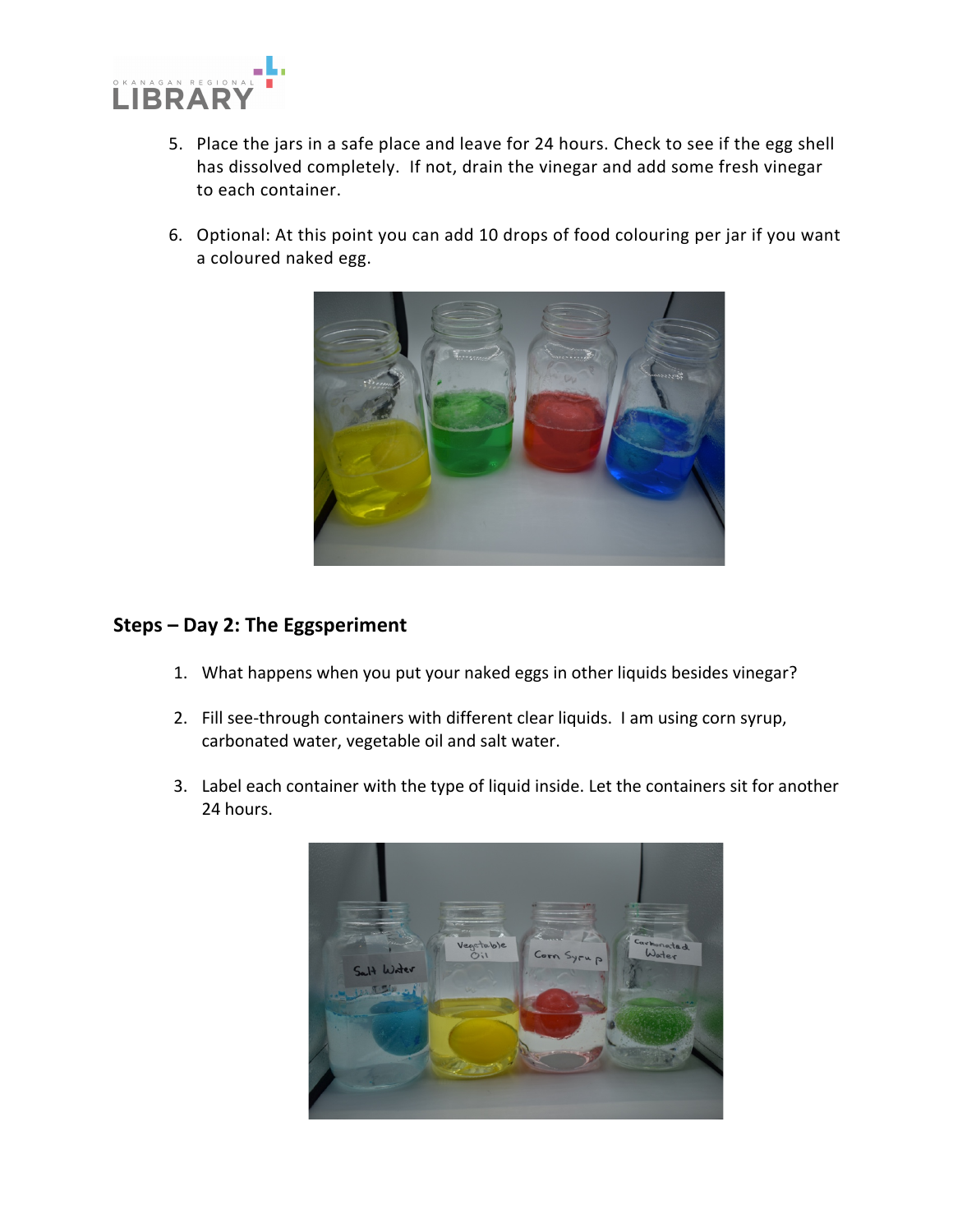5. Place the jars in a safe place and leave for 24 hours. Check to see if the egg shell has dissolved completely.  If not, drain the vinegar and add some fresh vinegar to each container.

6. Optional: At this point you can add 10 drops of food colouring per jar if you want a coloured naked egg.

## Steps – Day 2: The Eggsperiment

1. What happens when you put your naked eggs in other liquids besides vinegar?

2. Fill see-through containers with different clear liquids.  I am using corn syrup, carbonated water, vegetable oil and salt water.

3. Label each container with the type of liquid inside. Let the containers sit for another 24 hours.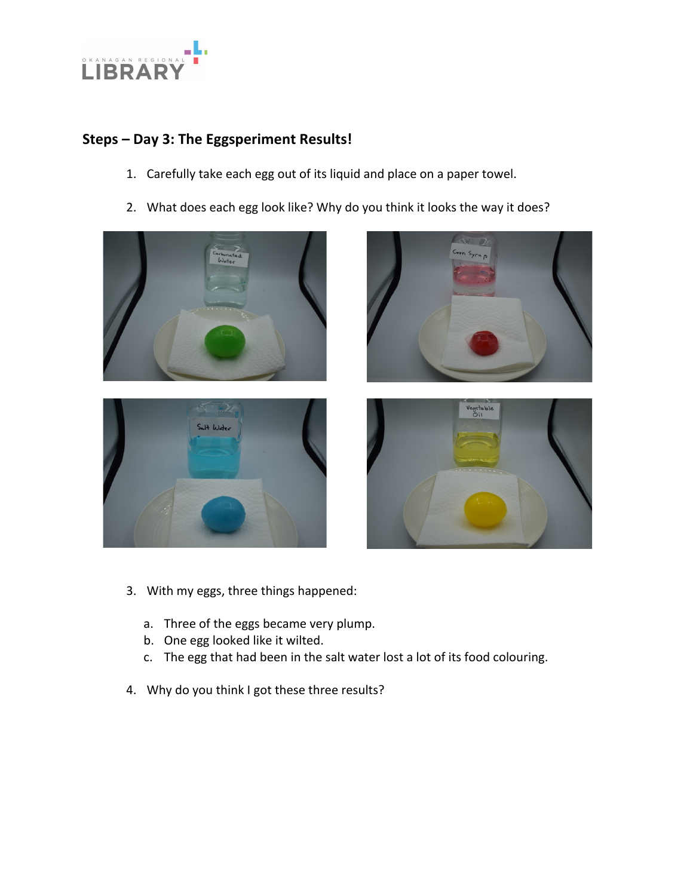## Steps – Day 3: The Eggsperiment Results!

1. Carefully take each egg out of its liquid and place on a paper towel.
2. What does each egg look like? Why do you think it looks the way it does?
3. With my eggs, three things happened:
   a. Three of the eggs became very plump.
   b. One egg looked like it wilted.
   c. The egg that had been in the salt water lost a lot of its food colouring.
4. Why do you think I got these three results?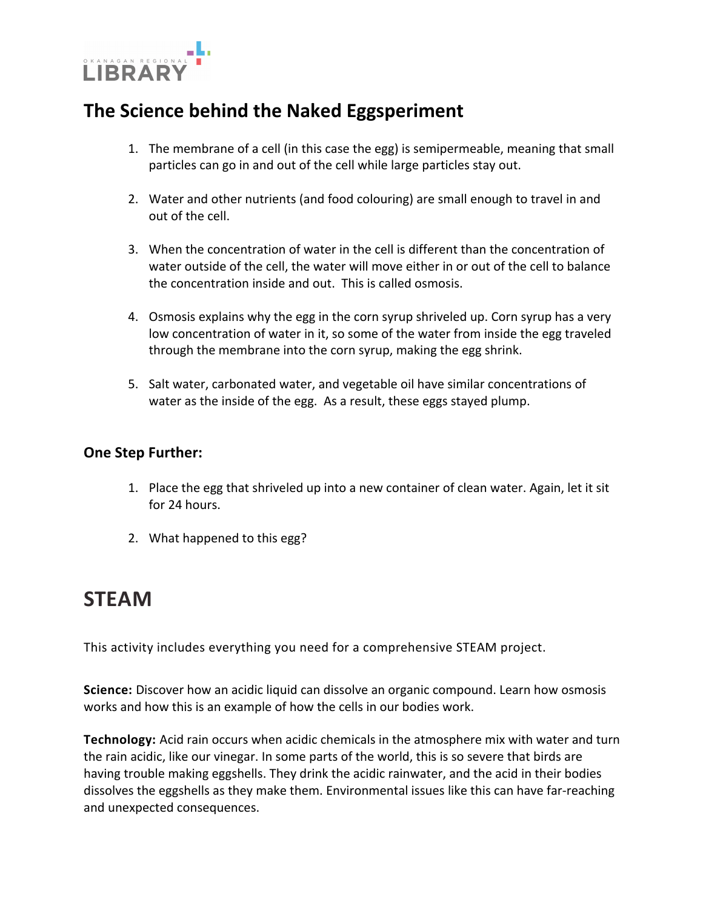## The Science behind the Naked Eggsperiment

1. The membrane of a cell (in this case the egg) is semipermeable, meaning that small particles can go in and out of the cell while large particles stay out.

2. Water and other nutrients (and food colouring) are small enough to travel in and out of the cell.

3. When the concentration of water in the cell is different than the concentration of water outside of the cell, the water will move either in or out of the cell to balance the concentration inside and out. This is called osmosis.

4. Osmosis explains why the egg in the corn syrup shriveled up. Corn syrup has a very low concentration of water in it, so some of the water from inside the egg traveled through the membrane into the corn syrup, making the egg shrink.

5. Salt water, carbonated water, and vegetable oil have similar concentrations of water as the inside of the egg. As a result, these eggs stayed plump.

### One Step Further:

1. Place the egg that shriveled up into a new container of clean water. Again, let it sit for 24 hours.

2. What happened to this egg?

# STEAM

This activity includes everything you need for a comprehensive STEAM project.

**Science:** Discover how an acidic liquid can dissolve an organic compound. Learn how osmosis works and how this is an example of how the cells in our bodies work.

**Technology:** Acid rain occurs when acidic chemicals in the atmosphere mix with water and turn the rain acidic, like our vinegar. In some parts of the world, this is so severe that birds are having trouble making eggshells. They drink the acidic rainwater, and the acid in their bodies dissolves the eggshells as they make them. Environmental issues like this can have far-reaching and unexpected consequences.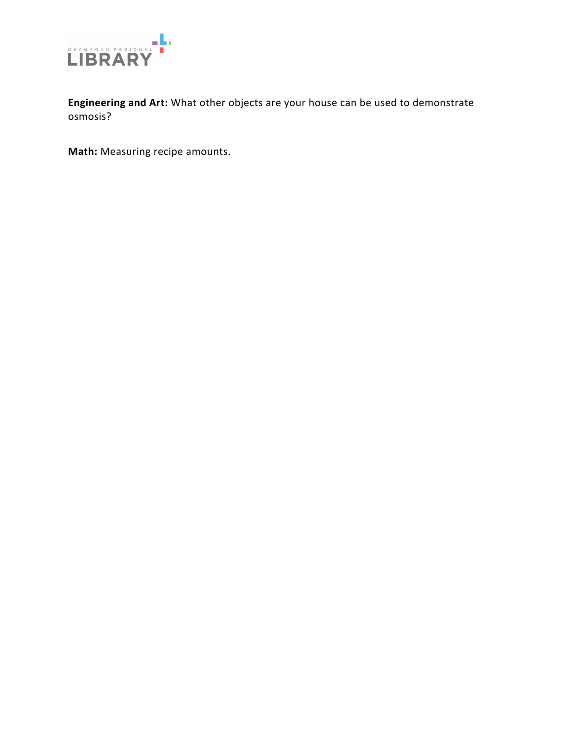**Engineering and Art:** What other objects are your house can be used to demonstrate osmosis?

**Math:** Measuring recipe amounts.